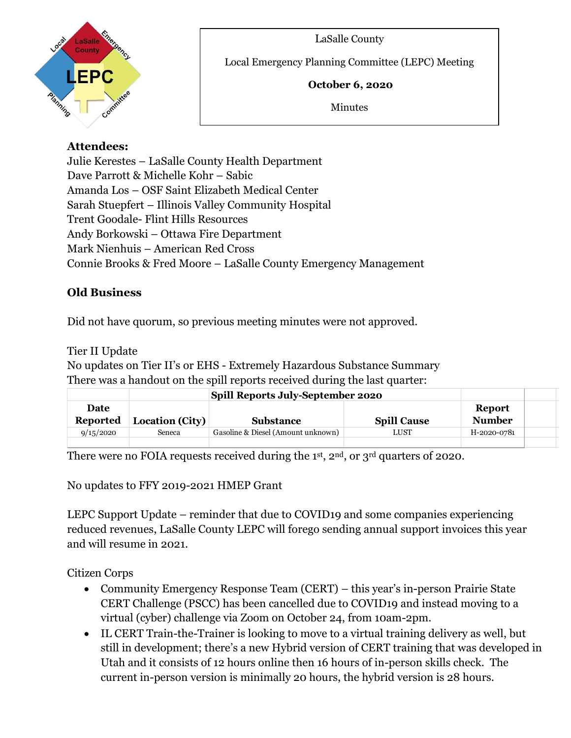LaSalle County

Local Emergency Planning Committee (LEPC) Meeting

**October 6, 2020**

Minutes

**Attendees:**
Julie Kerestes – LaSalle County Health Department
Dave Parrott & Michelle Kohr – Sabic
Amanda Los – OSF Saint Elizabeth Medical Center
Sarah Stuepfert – Illinois Valley Community Hospital
Trent Goodale- Flint Hills Resources
Andy Borkowski – Ottawa Fire Department
Mark Nienhuis – American Red Cross
Connie Brooks & Fred Moore – LaSalle County Emergency Management

## Old Business

Did not have quorum, so previous meeting minutes were not approved.

Tier II Update
No updates on Tier II's or EHS - Extremely Hazardous Substance Summary
There was a handout on the spill reports received during the last quarter:

| | | **Spill Reports July-September 2020** | | |
|---|---|---|---|---|
| **Date Reported** | **Location (City)** | **Substance** | **Spill Cause** | **Report Number** |
| 9/15/2020 | Seneca | Gasoline & Diesel (Amount unknown) | LUST | H-2020-0781 |

There were no FOIA requests received during the 1st, 2nd, or 3rd quarters of 2020.

No updates to FFY 2019-2021 HMEP Grant

LEPC Support Update – reminder that due to COVID19 and some companies experiencing reduced revenues, LaSalle County LEPC will forego sending annual support invoices this year and will resume in 2021.

Citizen Corps

- Community Emergency Response Team (CERT) – this year's in-person Prairie State CERT Challenge (PSCC) has been cancelled due to COVID19 and instead moving to a virtual (cyber) challenge via Zoom on October 24, from 10am-2pm.
- IL CERT Train-the-Trainer is looking to move to a virtual training delivery as well, but still in development; there's a new Hybrid version of CERT training that was developed in Utah and it consists of 12 hours online then 16 hours of in-person skills check. The current in-person version is minimally 20 hours, the hybrid version is 28 hours.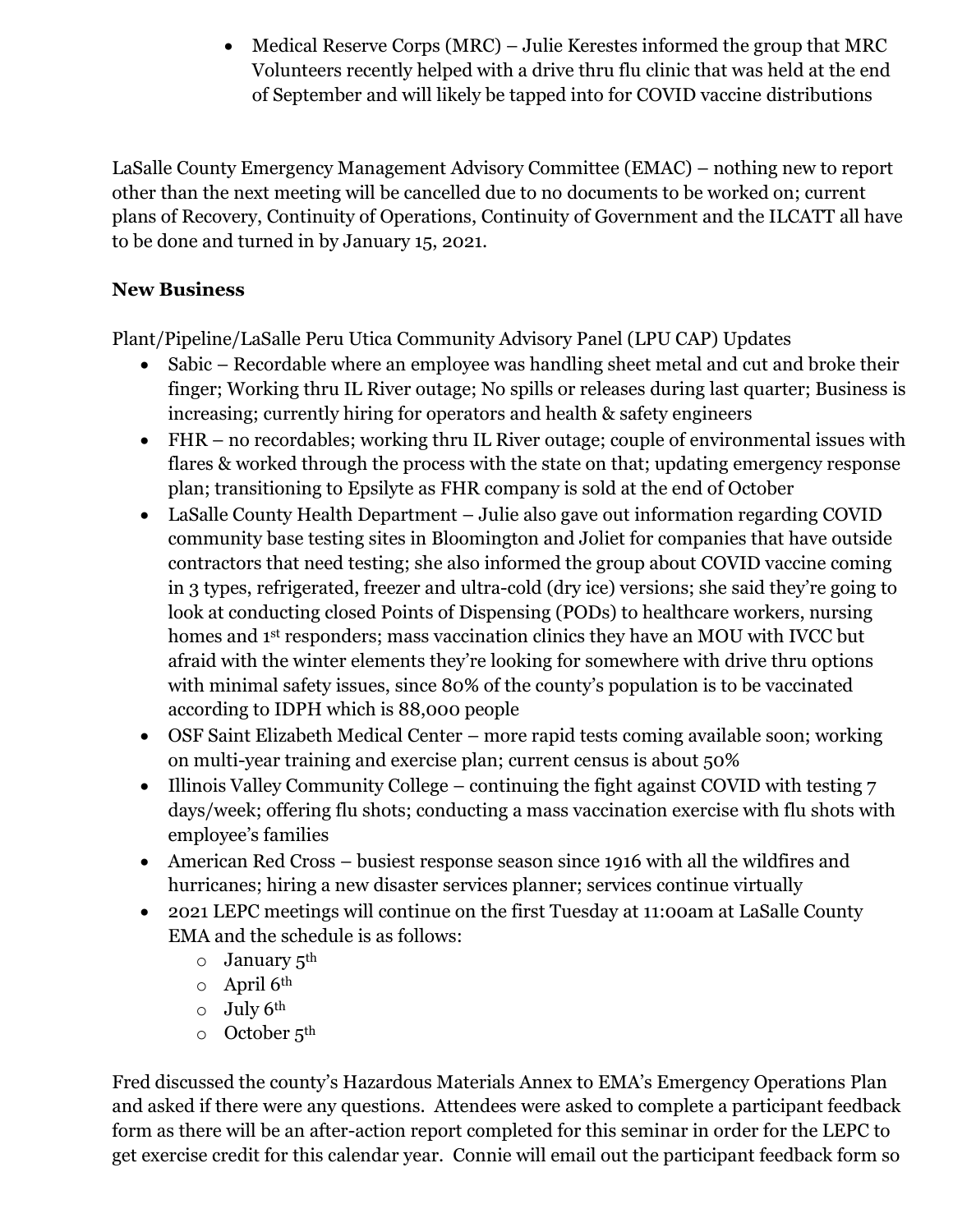- Medical Reserve Corps (MRC) – Julie Kerestes informed the group that MRC Volunteers recently helped with a drive thru flu clinic that was held at the end of September and will likely be tapped into for COVID vaccine distributions

LaSalle County Emergency Management Advisory Committee (EMAC) – nothing new to report other than the next meeting will be cancelled due to no documents to be worked on; current plans of Recovery, Continuity of Operations, Continuity of Government and the ILCATT all have to be done and turned in by January 15, 2021.

**New Business**

Plant/Pipeline/LaSalle Peru Utica Community Advisory Panel (LPU CAP) Updates

- Sabic – Recordable where an employee was handling sheet metal and cut and broke their finger; Working thru IL River outage; No spills or releases during last quarter; Business is increasing; currently hiring for operators and health & safety engineers
- FHR – no recordables; working thru IL River outage; couple of environmental issues with flares & worked through the process with the state on that; updating emergency response plan; transitioning to Epsilyte as FHR company is sold at the end of October
- LaSalle County Health Department – Julie also gave out information regarding COVID community base testing sites in Bloomington and Joliet for companies that have outside contractors that need testing; she also informed the group about COVID vaccine coming in 3 types, refrigerated, freezer and ultra-cold (dry ice) versions; she said they're going to look at conducting closed Points of Dispensing (PODs) to healthcare workers, nursing homes and 1st responders; mass vaccination clinics they have an MOU with IVCC but afraid with the winter elements they're looking for somewhere with drive thru options with minimal safety issues, since 80% of the county's population is to be vaccinated according to IDPH which is 88,000 people
- OSF Saint Elizabeth Medical Center – more rapid tests coming available soon; working on multi-year training and exercise plan; current census is about 50%
- Illinois Valley Community College – continuing the fight against COVID with testing 7 days/week; offering flu shots; conducting a mass vaccination exercise with flu shots with employee's families
- American Red Cross – busiest response season since 1916 with all the wildfires and hurricanes; hiring a new disaster services planner; services continue virtually
- 2021 LEPC meetings will continue on the first Tuesday at 11:00am at LaSalle County EMA and the schedule is as follows:
  - January 5th
  - April 6th
  - July 6th
  - October 5th

Fred discussed the county's Hazardous Materials Annex to EMA's Emergency Operations Plan and asked if there were any questions. Attendees were asked to complete a participant feedback form as there will be an after-action report completed for this seminar in order for the LEPC to get exercise credit for this calendar year. Connie will email out the participant feedback form so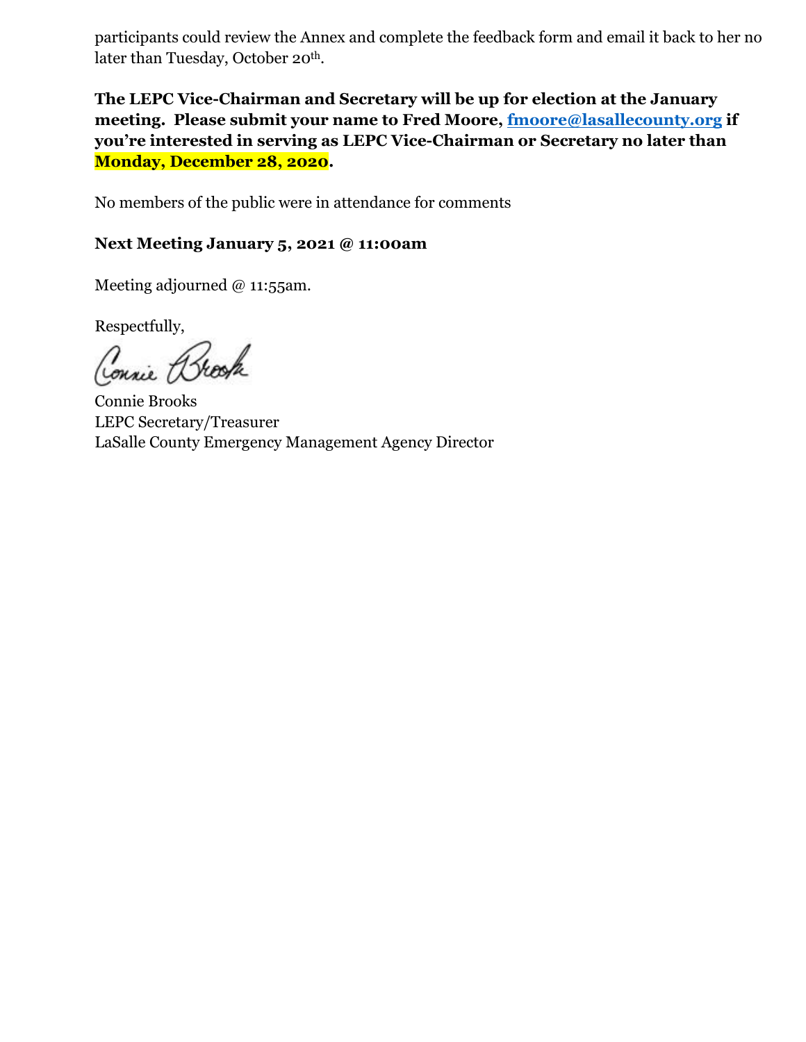participants could review the Annex and complete the feedback form and email it back to her no later than Tuesday, October 20th.

**The LEPC Vice-Chairman and Secretary will be up for election at the January meeting. Please submit your name to Fred Moore, fmoore@lasallecounty.org if you're interested in serving as LEPC Vice-Chairman or Secretary no later than Monday, December 28, 2020.**

No members of the public were in attendance for comments

**Next Meeting January 5, 2021 @ 11:00am**

Meeting adjourned @ 11:55am.

Respectfully,

Connie Brooks
LEPC Secretary/Treasurer
LaSalle County Emergency Management Agency Director